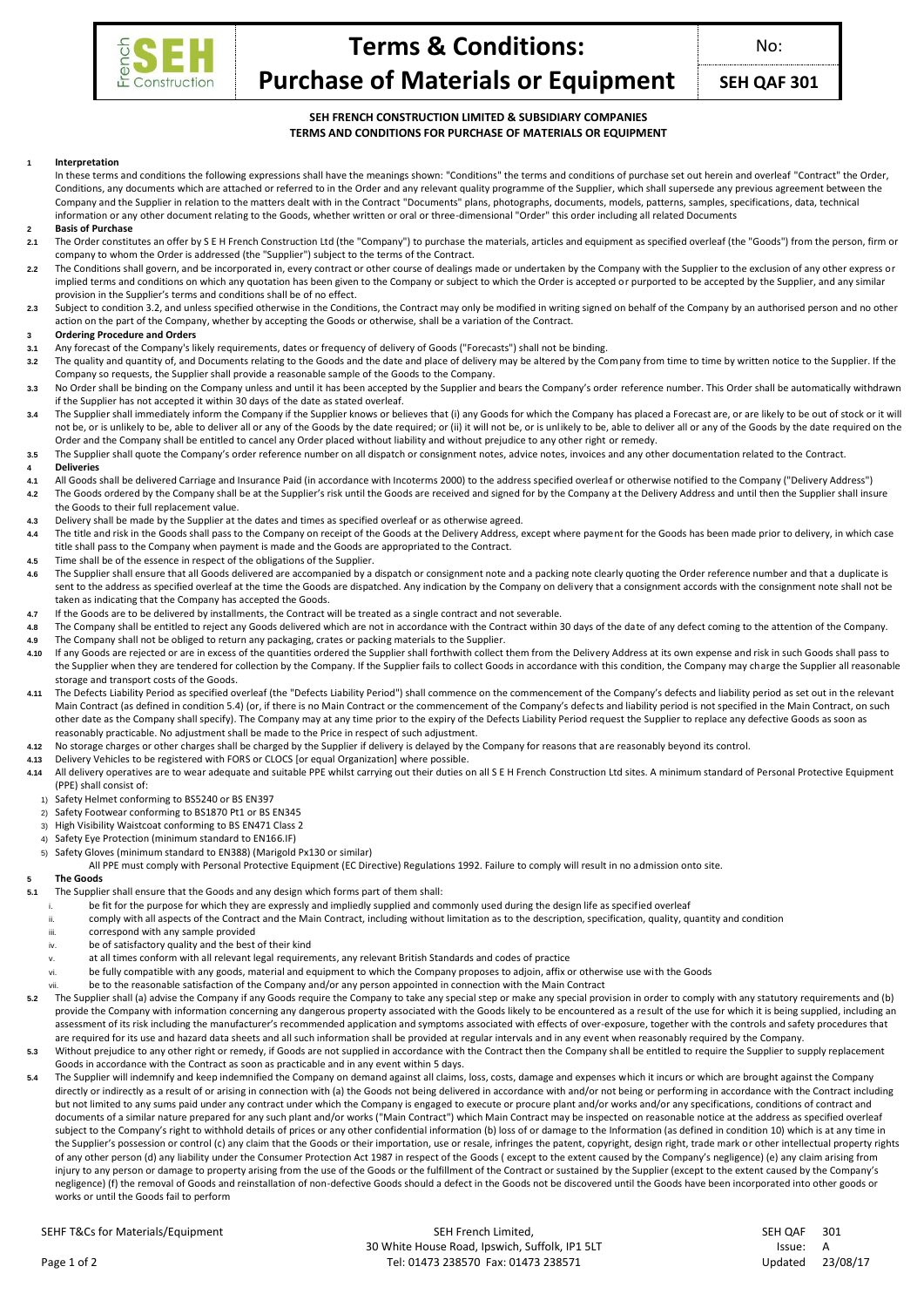# Terms & Conditions: Purchase of Materials or Equipment

No: **SEH QAF 301**

**SEH FRENCH CONSTRUCTION LIMITED & SUBSIDIARY COMPANIES**
**TERMS AND CONDITIONS FOR PURCHASE OF MATERIALS OR EQUIPMENT**

**1 Interpretation**

In these terms and conditions the following expressions shall have the meanings shown: "Conditions" the terms and conditions of purchase set out herein and overleaf "Contract" the Order, Conditions, any documents which are attached or referred to in the Order and any relevant quality programme of the Supplier, which shall supersede any previous agreement between the Company and the Supplier in relation to the matters dealt with in the Contract "Documents" plans, photographs, documents, models, patterns, samples, specifications, data, technical information or any other document relating to the Goods, whether written or oral or three-dimensional "Order" this order including all related Documents

**2 Basis of Purchase**

**2.1** The Order constitutes an offer by S E H French Construction Ltd (the "Company") to purchase the materials, articles and equipment as specified overleaf (the "Goods") from the person, firm or company to whom the Order is addressed (the "Supplier") subject to the terms of the Contract.

**2.2** The Conditions shall govern, and be incorporated in, every contract or other course of dealings made or undertaken by the Company with the Supplier to the exclusion of any other express or implied terms and conditions on which any quotation has been given to the Company or subject to which the Order is accepted or purported to be accepted by the Supplier, and any similar provision in the Supplier's terms and conditions shall be of no effect.

**2.3** Subject to condition 3.2, and unless specified otherwise in the Conditions, the Contract may only be modified in writing signed on behalf of the Company by an authorised person and no other action on the part of the Company, whether by accepting the Goods or otherwise, shall be a variation of the Contract.

**3 Ordering Procedure and Orders**

**3.1** Any forecast of the Company's likely requirements, dates or frequency of delivery of Goods ("Forecasts") shall not be binding.

**3.2** The quality and quantity of, and Documents relating to the Goods and the date and place of delivery may be altered by the Company from time to time by written notice to the Supplier. If the Company so requests, the Supplier shall provide a reasonable sample of the Goods to the Company.

**3.3** No Order shall be binding on the Company unless and until it has been accepted by the Supplier and bears the Company's order reference number. This Order shall be automatically withdrawn if the Supplier has not accepted it within 30 days of the date as stated overleaf.

**3.4** The Supplier shall immediately inform the Company if the Supplier knows or believes that (i) any Goods for which the Company has placed a Forecast are, or are likely to be out of stock or it will not be, or is unlikely to be, able to deliver all or any of the Goods by the date required; or (ii) it will not be, or is unlikely to be, able to deliver all or any of the Goods by the date required on the Order and the Company shall be entitled to cancel any Order placed without liability and without prejudice to any other right or remedy.

**3.5** The Supplier shall quote the Company's order reference number on all dispatch or consignment notes, advice notes, invoices and any other documentation related to the Contract.

**4 Deliveries**

**4.1** All Goods shall be delivered Carriage and Insurance Paid (in accordance with Incoterms 2000) to the address specified overleaf or otherwise notified to the Company ("Delivery Address")

**4.2** The Goods ordered by the Company shall be at the Supplier's risk until the Goods are received and signed for by the Company at the Delivery Address and until then the Supplier shall insure the Goods to their full replacement value.

**4.3** Delivery shall be made by the Supplier at the dates and times as specified overleaf or as otherwise agreed.

**4.4** The title and risk in the Goods shall pass to the Company on receipt of the Goods at the Delivery Address, except where payment for the Goods has been made prior to delivery, in which case title shall pass to the Company when payment is made and the Goods are appropriated to the Contract.

**4.5** Time shall be of the essence in respect of the obligations of the Supplier.

**4.6** The Supplier shall ensure that all Goods delivered are accompanied by a dispatch or consignment note and a packing note clearly quoting the Order reference number and that a duplicate is sent to the address as specified overleaf at the time the Goods are dispatched. Any indication by the Company on delivery that a consignment accords with the consignment note shall not be taken as indicating that the Company has accepted the Goods.

**4.7** If the Goods are to be delivered by installments, the Contract will be treated as a single contract and not severable.

**4.8** The Company shall be entitled to reject any Goods delivered which are not in accordance with the Contract within 30 days of the date of any defect coming to the attention of the Company.

**4.9** The Company shall not be obliged to return any packaging, crates or packing materials to the Supplier.

**4.10** If any Goods are rejected or are in excess of the quantities ordered the Supplier shall forthwith collect them from the Delivery Address at its own expense and risk in such Goods shall pass to the Supplier when they are tendered for collection by the Company. If the Supplier fails to collect Goods in accordance with this condition, the Company may charge the Supplier all reasonable storage and transport costs of the Goods.

**4.11** The Defects Liability Period as specified overleaf (the "Defects Liability Period") shall commence on the commencement of the Company's defects and liability period as set out in the relevant Main Contract (as defined in condition 5.4) (or, if there is no Main Contract or the commencement of the Company's defects and liability period is not specified in the Main Contract, on such other date as the Company shall specify). The Company may at any time prior to the expiry of the Defects Liability Period request the Supplier to replace any defective Goods as soon as reasonably practicable. No adjustment shall be made to the Price in respect of such adjustment.

**4.12** No storage charges or other charges shall be charged by the Supplier if delivery is delayed by the Company for reasons that are reasonably beyond its control.

**4.13** Delivery Vehicles to be registered with FORS or CLOCS [or equal Organization] where possible.

**4.14** All delivery operatives are to wear adequate and suitable PPE whilst carrying out their duties on all S E H French Construction Ltd sites. A minimum standard of Personal Protective Equipment (PPE) shall consist of:

1) Safety Helmet conforming to BS5240 or BS EN397
2) Safety Footwear conforming to BS1870 Pt1 or BS EN345
3) High Visibility Waistcoat conforming to BS EN471 Class 2
4) Safety Eye Protection (minimum standard to EN166.IF)
5) Safety Gloves (minimum standard to EN388) (Marigold Px130 or similar)

All PPE must comply with Personal Protective Equipment (EC Directive) Regulations 1992. Failure to comply will result in no admission onto site.

**5 The Goods**

**5.1** The Supplier shall ensure that the Goods and any design which forms part of them shall:

i. be fit for the purpose for which they are expressly and impliedly supplied and commonly used during the design life as specified overleaf
ii. comply with all aspects of the Contract and the Main Contract, including without limitation as to the description, specification, quality, quantity and condition
iii. correspond with any sample provided
iv. be of satisfactory quality and the best of their kind
v. at all times conform with all relevant legal requirements, any relevant British Standards and codes of practice
vi. be fully compatible with any goods, material and equipment to which the Company proposes to adjoin, affix or otherwise use with the Goods
vii. be to the reasonable satisfaction of the Company and/or any person appointed in connection with the Main Contract

**5.2** The Supplier shall (a) advise the Company if any Goods require the Company to take any special step or make any special provision in order to comply with any statutory requirements and (b) provide the Company with information concerning any dangerous property associated with the Goods likely to be encountered as a result of the use for which it is being supplied, including an assessment of its risk including the manufacturer's recommended application and symptoms associated with effects of over-exposure, together with the controls and safety procedures that are required for its use and hazard data sheets and all such information shall be provided at regular intervals and in any event when reasonably required by the Company.

**5.3** Without prejudice to any other right or remedy, if Goods are not supplied in accordance with the Contract then the Company shall be entitled to require the Supplier to supply replacement Goods in accordance with the Contract as soon as practicable and in any event within 5 days.

**5.4** The Supplier will indemnify and keep indemnified the Company on demand against all claims, loss, costs, damage and expenses which it incurs or which are brought against the Company directly or indirectly as a result of or arising in connection with (a) the Goods not being delivered in accordance with and/or not being or performing in accordance with the Contract including but not limited to any sums paid under any contract under which the Company is engaged to execute or procure plant and/or works and/or any specifications, conditions of contract and documents of a similar nature prepared for any such plant and/or works ("Main Contract") which Main Contract may be inspected on reasonable notice at the address as specified overleaf subject to the Company's right to withhold details of prices or any other confidential information (b) loss of or damage to the Information (as defined in condition 10) which is at any time in the Supplier's possession or control (c) any claim that the Goods or their importation, use or resale, infringes the patent, copyright, design right, trade mark or other intellectual property rights of any other person (d) any liability under the Consumer Protection Act 1987 in respect of the Goods ( except to the extent caused by the Company's negligence) (e) any claim arising from injury to any person or damage to property arising from the use of the Goods or the fulfillment of the Contract or sustained by the Supplier (except to the extent caused by the Company's negligence) (f) the removal of Goods and reinstallation of non-defective Goods should a defect in the Goods not be discovered until the Goods have been incorporated into other goods or works or until the Goods fail to perform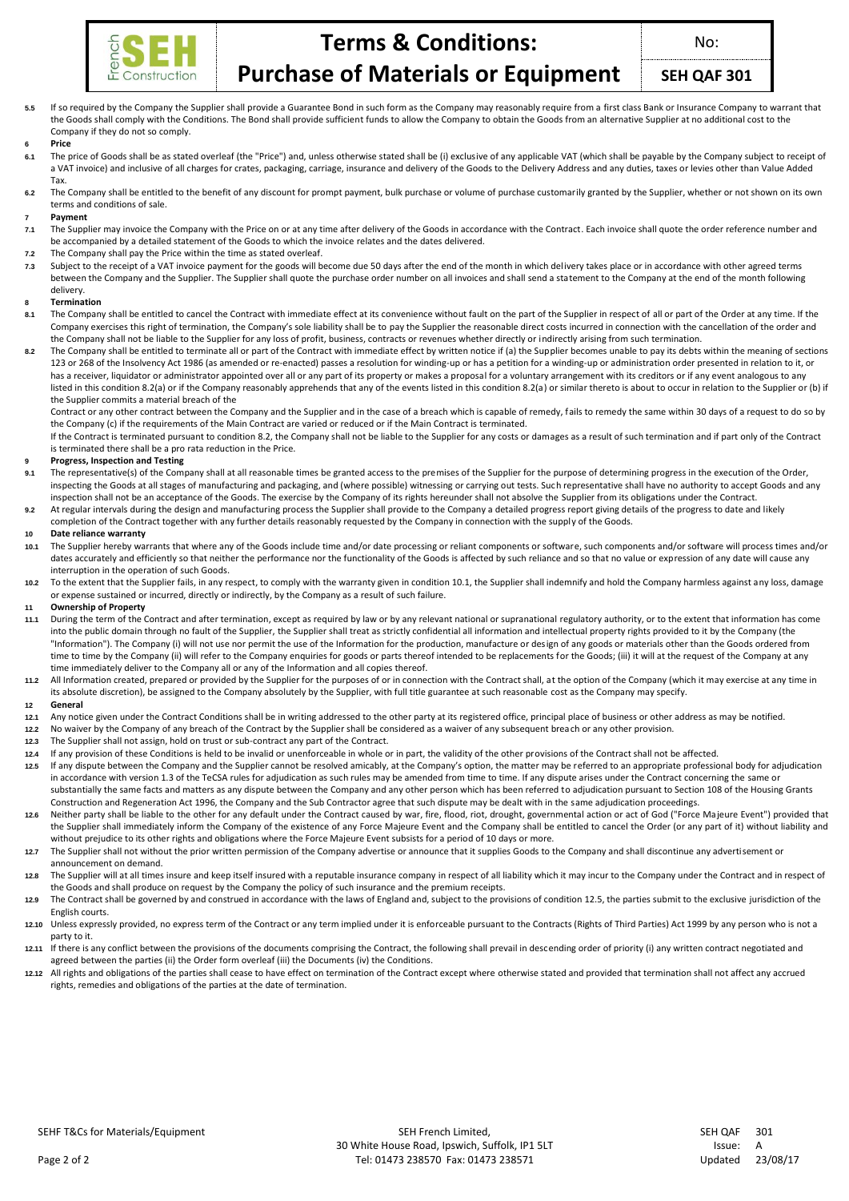5.5 If so required by the Company the Supplier shall provide a Guarantee Bond in such form as the Company may reasonably require from a first class Bank or Insurance Company to warrant that the Goods shall comply with the Conditions. The Bond shall provide sufficient funds to allow the Company to obtain the Goods from an alternative Supplier at no additional cost to the Company if they do not so comply.

**6 Price**

6.1 The price of Goods shall be as stated overleaf (the "Price") and, unless otherwise stated shall be (i) exclusive of any applicable VAT (which shall be payable by the Company subject to receipt of a VAT invoice) and inclusive of all charges for crates, packaging, carriage, insurance and delivery of the Goods to the Delivery Address and any duties, taxes or levies other than Value Added Tax.

6.2 The Company shall be entitled to the benefit of any discount for prompt payment, bulk purchase or volume of purchase customarily granted by the Supplier, whether or not shown on its own terms and conditions of sale.

**7 Payment**

7.1 The Supplier may invoice the Company with the Price on or at any time after delivery of the Goods in accordance with the Contract. Each invoice shall quote the order reference number and be accompanied by a detailed statement of the Goods to which the invoice relates and the dates delivered.

7.2 The Company shall pay the Price within the time as stated overleaf.

7.3 Subject to the receipt of a VAT invoice payment for the goods will become due 50 days after the end of the month in which delivery takes place or in accordance with other agreed terms between the Company and the Supplier. The Supplier shall quote the purchase order number on all invoices and shall send a statement to the Company at the end of the month following delivery.

**8 Termination**

8.1 The Company shall be entitled to cancel the Contract with immediate effect at its convenience without fault on the part of the Supplier in respect of all or part of the Order at any time. If the Company exercises this right of termination, the Company's sole liability shall be to pay the Supplier the reasonable direct costs incurred in connection with the cancellation of the order and the Company shall not be liable to the Supplier for any loss of profit, business, contracts or revenues whether directly or indirectly arising from such termination.

8.2 The Company shall be entitled to terminate all or part of the Contract with immediate effect by written notice if (a) the Supplier becomes unable to pay its debts within the meaning of sections 123 or 268 of the Insolvency Act 1986 (as amended or re-enacted) passes a resolution for winding-up or has a petition for a winding-up or administration order presented in relation to it, or has a receiver, liquidator or administrator appointed over all or any part of its property or makes a proposal for a voluntary arrangement with its creditors or if any event analogous to any listed in this condition 8.2(a) or if the Company reasonably apprehends that any of the events listed in this condition 8.2(a) or similar thereto is about to occur in relation to the Supplier or (b) if the Supplier commits a material breach of the

Contract or any other contract between the Company and the Supplier and in the case of a breach which is capable of remedy, fails to remedy the same within 30 days of a request to do so by the Company (c) if the requirements of the Main Contract are varied or reduced or if the Main Contract is terminated.

If the Contract is terminated pursuant to condition 8.2, the Company shall not be liable to the Supplier for any costs or damages as a result of such termination and if part only of the Contract is terminated there shall be a pro rata reduction in the Price.

**9 Progress, Inspection and Testing**

9.1 The representative(s) of the Company shall at all reasonable times be granted access to the premises of the Supplier for the purpose of determining progress in the execution of the Order, inspecting the Goods at all stages of manufacturing and packaging, and (where possible) witnessing or carrying out tests. Such representative shall have no authority to accept Goods and any inspection shall not be an acceptance of the Goods. The exercise by the Company of its rights hereunder shall not absolve the Supplier from its obligations under the Contract.

9.2 At regular intervals during the design and manufacturing process the Supplier shall provide to the Company a detailed progress report giving details of the progress to date and likely completion of the Contract together with any further details reasonably requested by the Company in connection with the supply of the Goods.

**10 Date reliance warranty**

10.1 The Supplier hereby warrants that where any of the Goods include time and/or date processing or reliant components or software, such components and/or software will process times and/or dates accurately and efficiently so that neither the performance nor the functionality of the Goods is affected by such reliance and so that no value or expression of any date will cause any interruption in the operation of such Goods.

10.2 To the extent that the Supplier fails, in any respect, to comply with the warranty given in condition 10.1, the Supplier shall indemnify and hold the Company harmless against any loss, damage or expense sustained or incurred, directly or indirectly, by the Company as a result of such failure.

**11 Ownership of Property**

11.1 During the term of the Contract and after termination, except as required by law or by any relevant national or supranational regulatory authority, or to the extent that information has come into the public domain through no fault of the Supplier, the Supplier shall treat as strictly confidential all information and intellectual property rights provided to it by the Company (the "Information"). The Company (i) will not use nor permit the use of the Information for the production, manufacture or design of any goods or materials other than the Goods ordered from time to time by the Company (ii) will refer to the Company enquiries for goods or parts thereof intended to be replacements for the Goods; (iii) it will at the request of the Company at any time immediately deliver to the Company all or any of the Information and all copies thereof.

11.2 All Information created, prepared or provided by the Supplier for the purposes of or in connection with the Contract shall, at the option of the Company (which it may exercise at any time in its absolute discretion), be assigned to the Company absolutely by the Supplier, with full title guarantee at such reasonable cost as the Company may specify.

**12 General**

12.1 Any notice given under the Contract Conditions shall be in writing addressed to the other party at its registered office, principal place of business or other address as may be notified.

12.2 No waiver by the Company of any breach of the Contract by the Supplier shall be considered as a waiver of any subsequent breach or any other provision.

12.3 The Supplier shall not assign, hold on trust or sub-contract any part of the Contract.

12.4 If any provision of these Conditions is held to be invalid or unenforceable in whole or in part, the validity of the other provisions of the Contract shall not be affected.

12.5 If any dispute between the Company and the Supplier cannot be resolved amicably, at the Company's option, the matter may be referred to an appropriate professional body for adjudication in accordance with version 1.3 of the TeCSA rules for adjudication as such rules may be amended from time to time. If any dispute arises under the Contract concerning the same or substantially the same facts and matters as any dispute between the Company and any other person which has been referred to adjudication pursuant to Section 108 of the Housing Grants Construction and Regeneration Act 1996, the Company and the Sub Contractor agree that such dispute may be dealt with in the same adjudication proceedings.

12.6 Neither party shall be liable to the other for any default under the Contract caused by war, fire, flood, riot, drought, governmental action or act of God ("Force Majeure Event") provided that the Supplier shall immediately inform the Company of the existence of any Force Majeure Event and the Company shall be entitled to cancel the Order (or any part of it) without liability and without prejudice to its other rights and obligations where the Force Majeure Event subsists for a period of 10 days or more.

12.7 The Supplier shall not without the prior written permission of the Company advertise or announce that it supplies Goods to the Company and shall discontinue any advertisement or announcement on demand.

12.8 The Supplier will at all times insure and keep itself insured with a reputable insurance company in respect of all liability which it may incur to the Company under the Contract and in respect of the Goods and shall produce on request by the Company the policy of such insurance and the premium receipts.

12.9 The Contract shall be governed by and construed in accordance with the laws of England and, subject to the provisions of condition 12.5, the parties submit to the exclusive jurisdiction of the English courts.

12.10 Unless expressly provided, no express term of the Contract or any term implied under it is enforceable pursuant to the Contracts (Rights of Third Parties) Act 1999 by any person who is not a party to it.

12.11 If there is any conflict between the provisions of the documents comprising the Contract, the following shall prevail in descending order of priority (i) any written contract negotiated and agreed between the parties (ii) the Order form overleaf (iii) the Documents (iv) the Conditions.

12.12 All rights and obligations of the parties shall cease to have effect on termination of the Contract except where otherwise stated and provided that termination shall not affect any accrued rights, remedies and obligations of the parties at the date of termination.